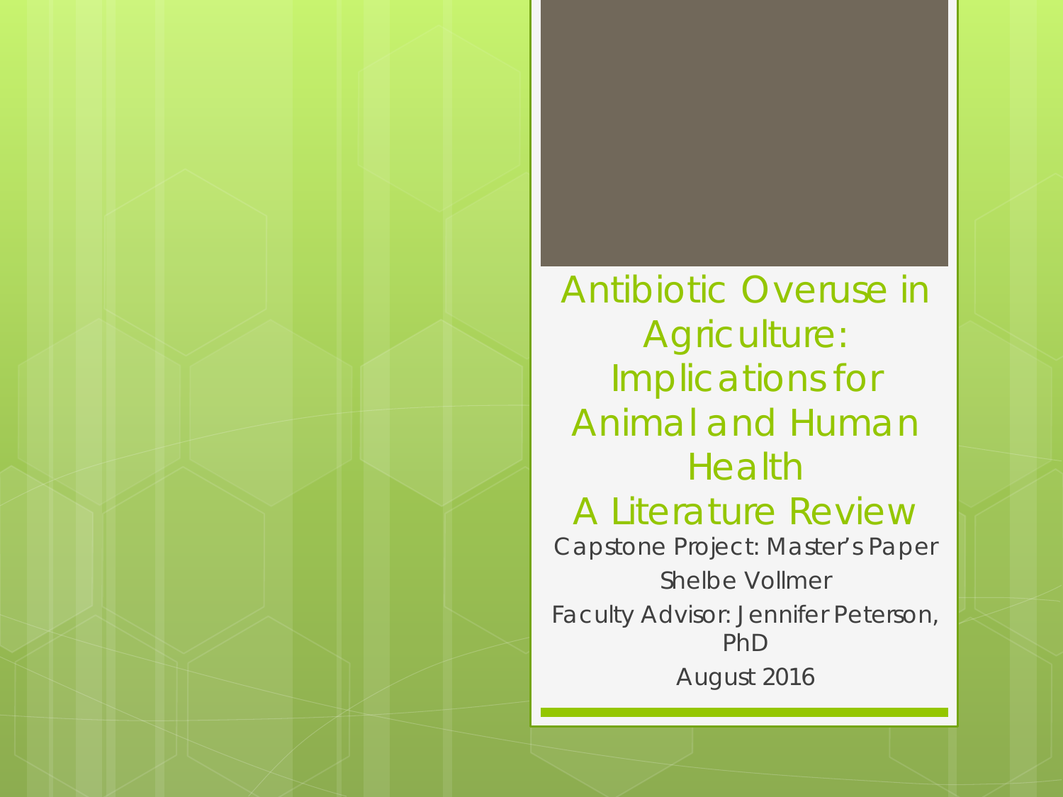# Antibiotic Overuse in Agriculture: Implications for Animal and Human Health

## A Literature Review

Capstone Project: Master's Paper

Shelbe Vollmer

Faculty Advisor: Jennifer Peterson, PhD

August 2016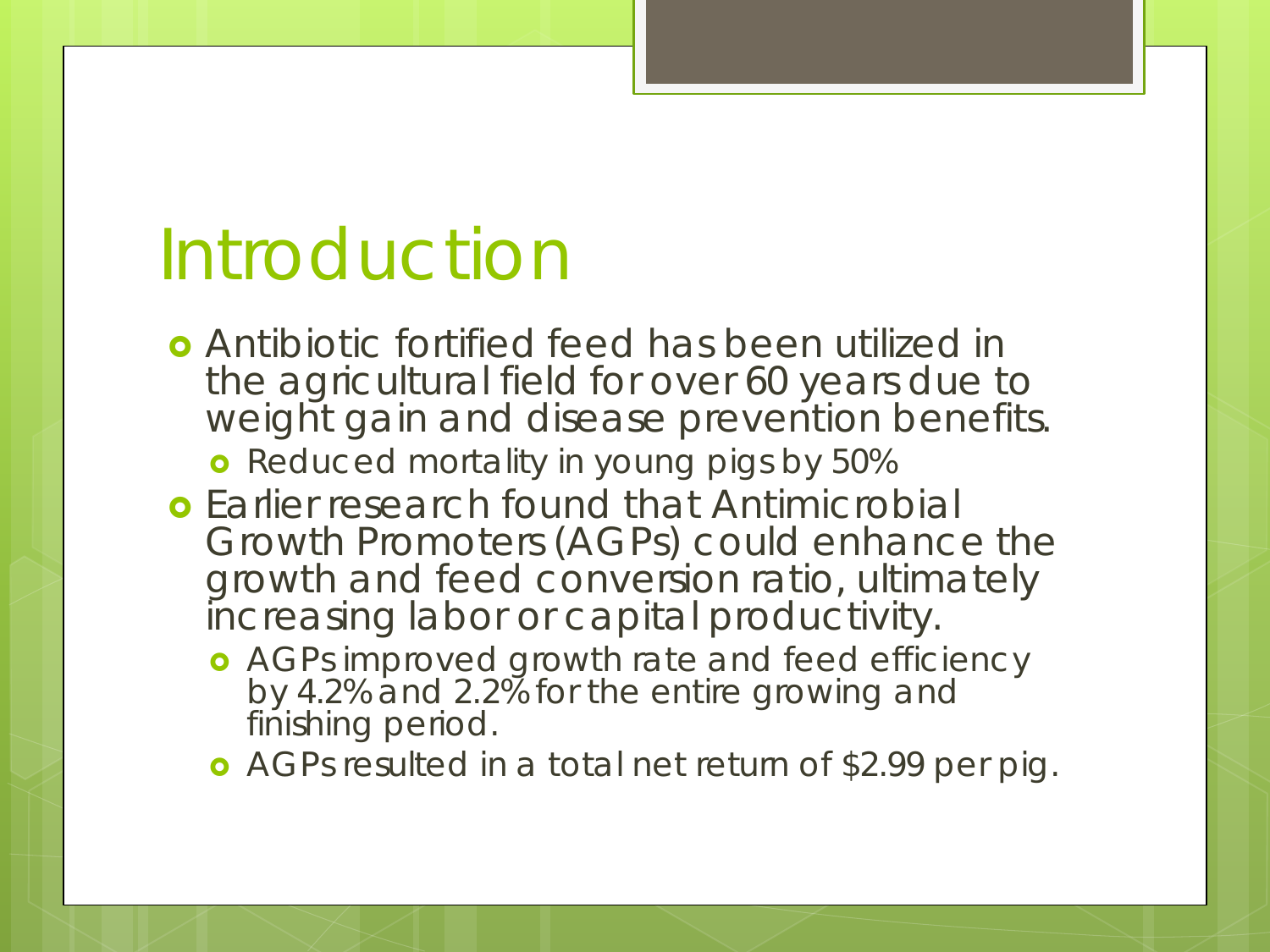# Introduction

- Antibiotic fortified feed has been utilized in the agricultural field for over 60 years due to weight gain and disease prevention benefits.
  - Reduced mortality in young pigs by 50%
- Earlier research found that Antimicrobial Growth Promoters (AGPs) could enhance the growth and feed conversion ratio, ultimately increasing labor or capital productivity.
  - AGPs improved growth rate and feed efficiency by 4.2% and 2.2% for the entire growing and finishing period.
  - AGPs resulted in a total net return of $2.99 per pig.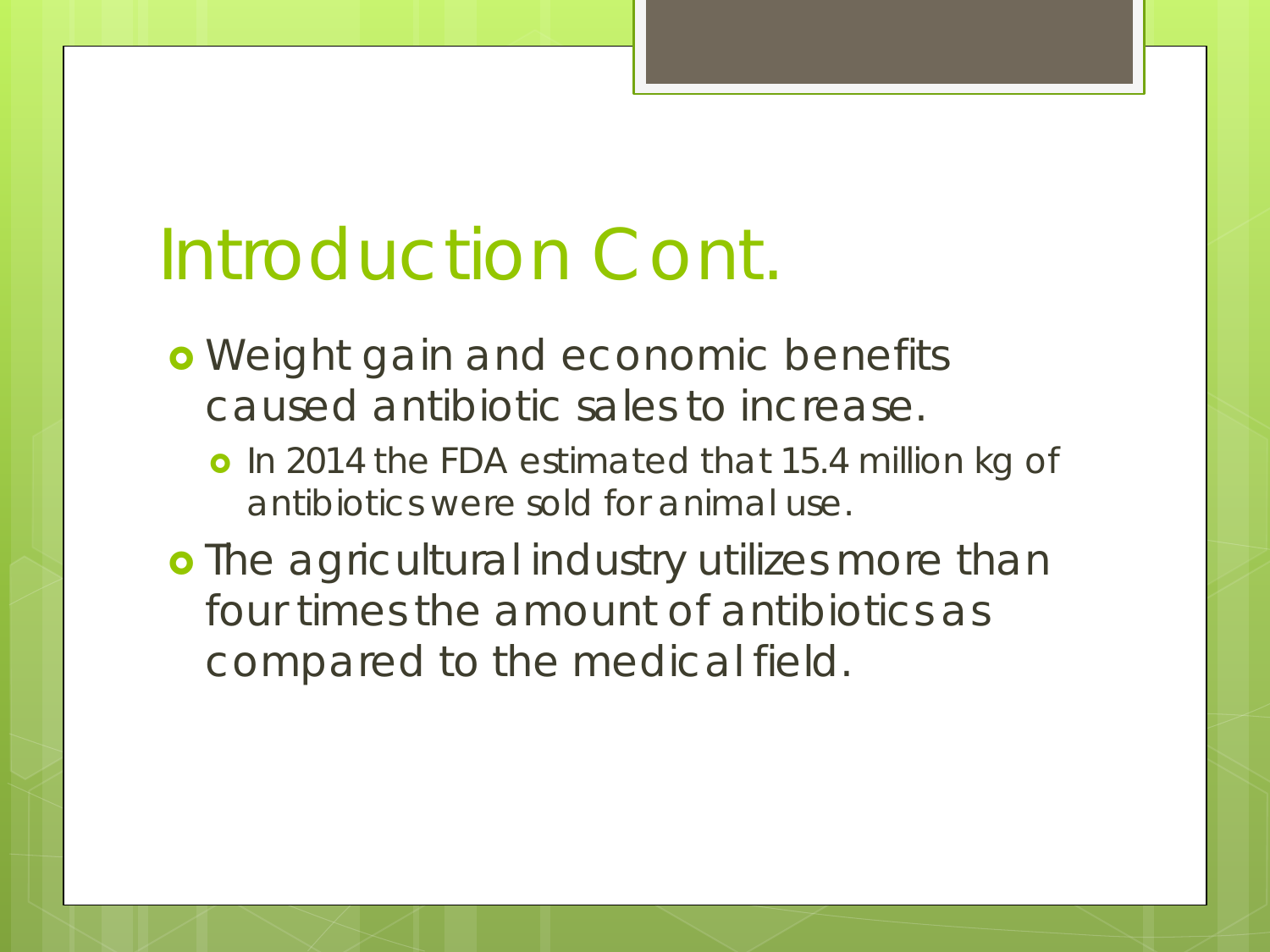# Introduction Cont.

- Weight gain and economic benefits caused antibiotic sales to increase.
  - In 2014 the FDA estimated that 15.4 million kg of antibiotics were sold for animal use.
- The agricultural industry utilizes more than four times the amount of antibiotics as compared to the medical field.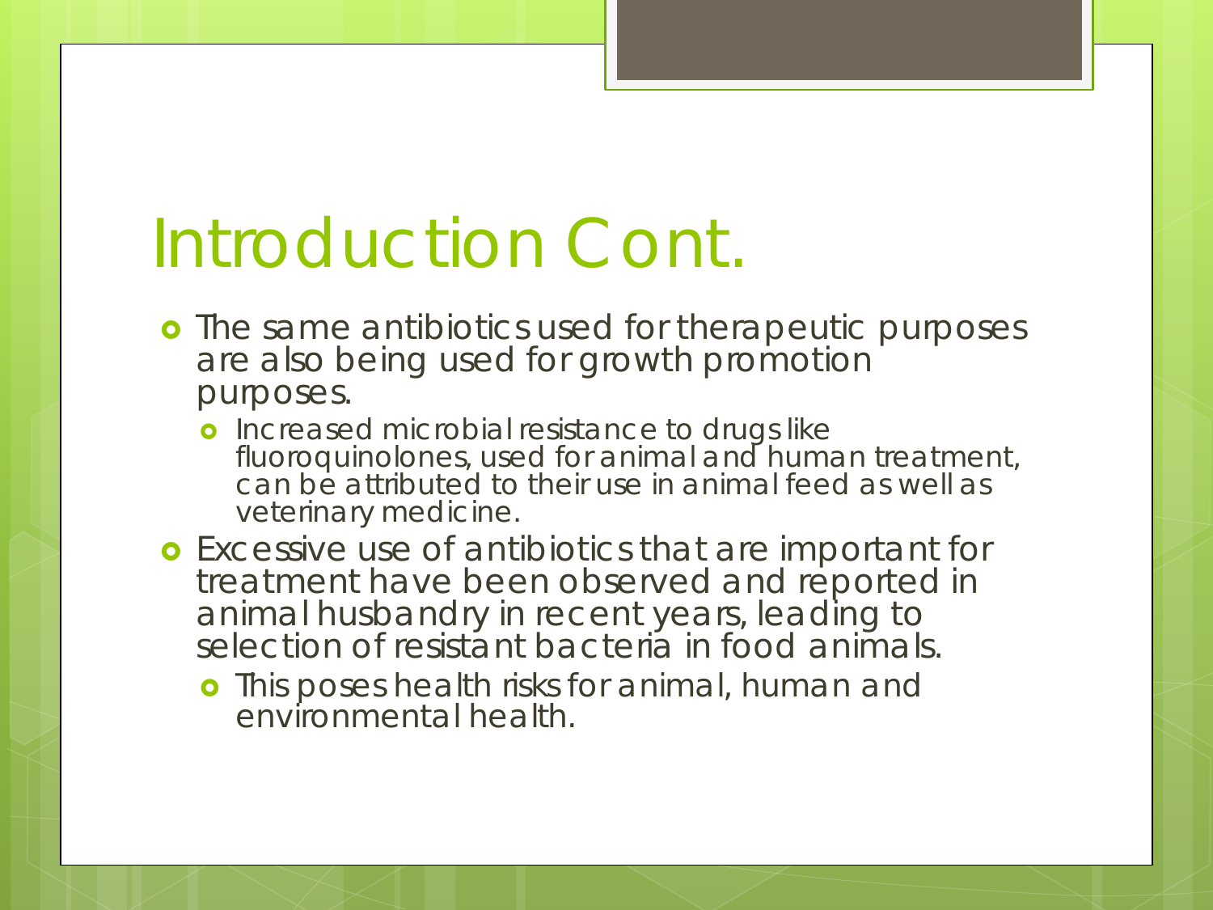# Introduction Cont.

- The same antibiotics used for therapeutic purposes are also being used for growth promotion purposes.
  - Increased microbial resistance to drugs like fluoroquinolones, used for animal and human treatment, can be attributed to their use in animal feed as well as veterinary medicine.
- Excessive use of antibiotics that are important for treatment have been observed and reported in animal husbandry in recent years, leading to selection of resistant bacteria in food animals.
  - This poses health risks for animal, human and environmental health.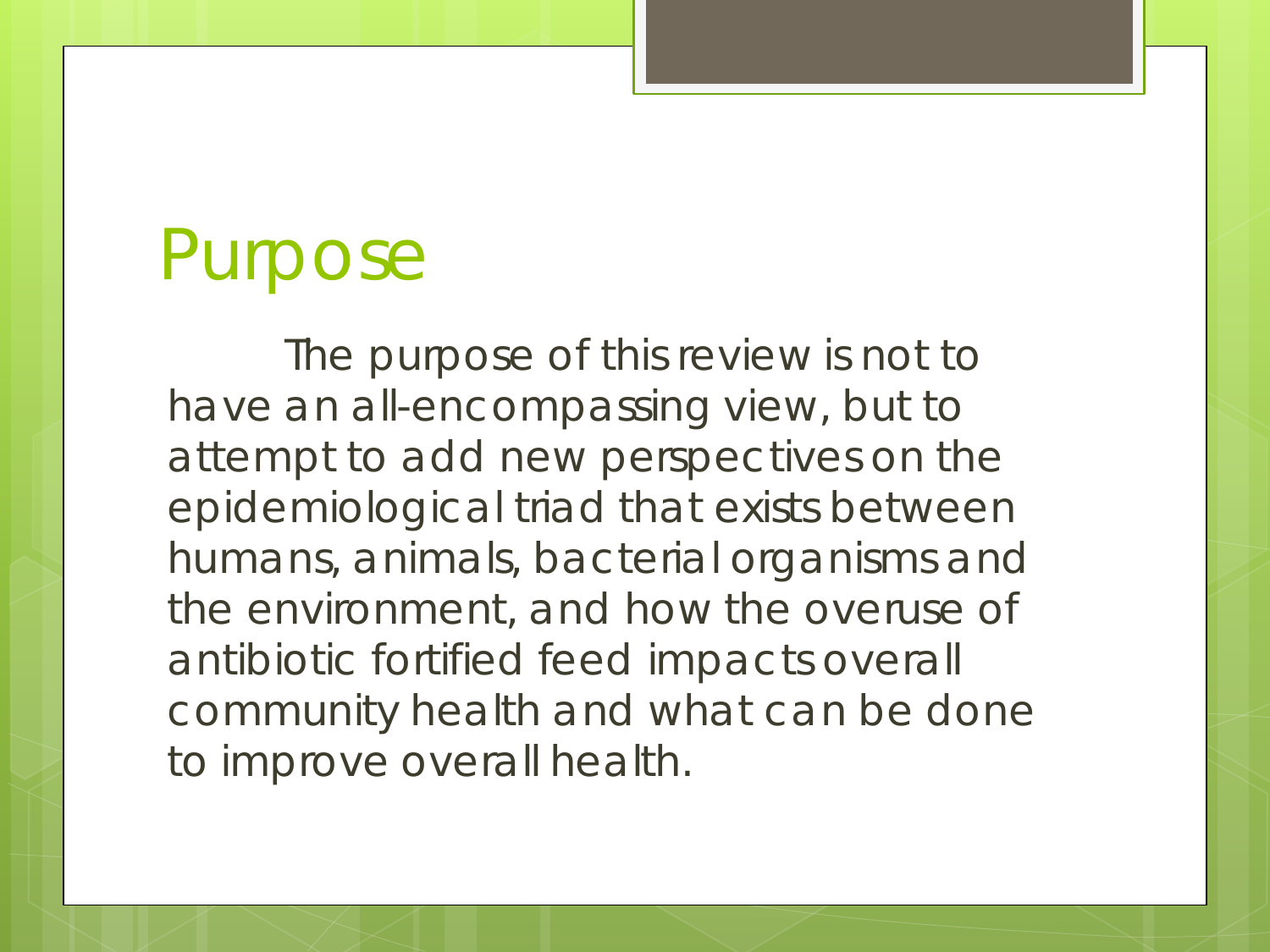# Purpose

The purpose of this review is not to have an all-encompassing view, but to attempt to add new perspectives on the epidemiological triad that exists between humans, animals, bacterial organisms and the environment, and how the overuse of antibiotic fortified feed impacts overall community health and what can be done to improve overall health.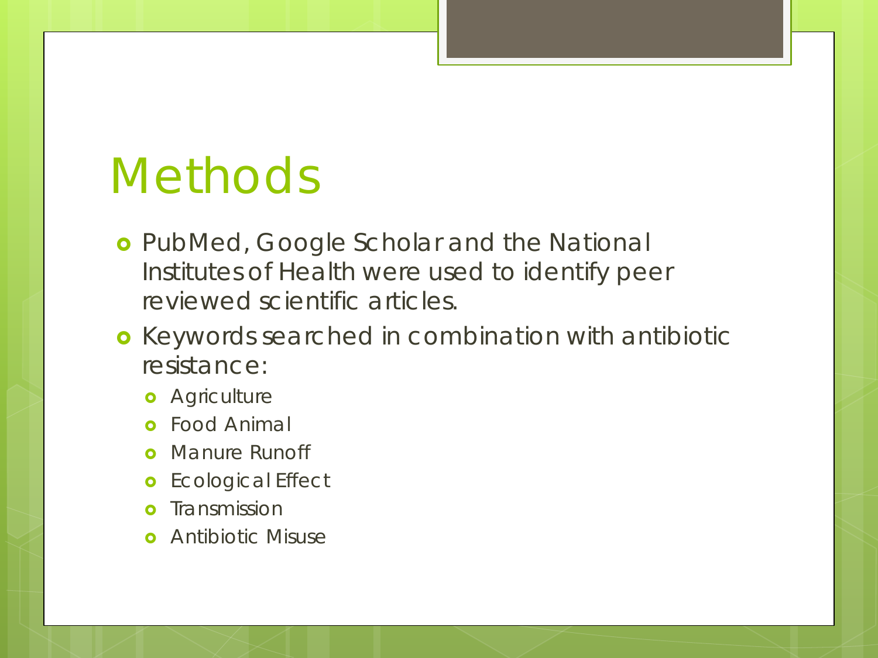# Methods

- PubMed, Google Scholar and the National Institutes of Health were used to identify peer reviewed scientific articles.
- Keywords searched in combination with antibiotic resistance:
  - Agriculture
  - Food Animal
  - Manure Runoff
  - Ecological Effect
  - Transmission
  - Antibiotic Misuse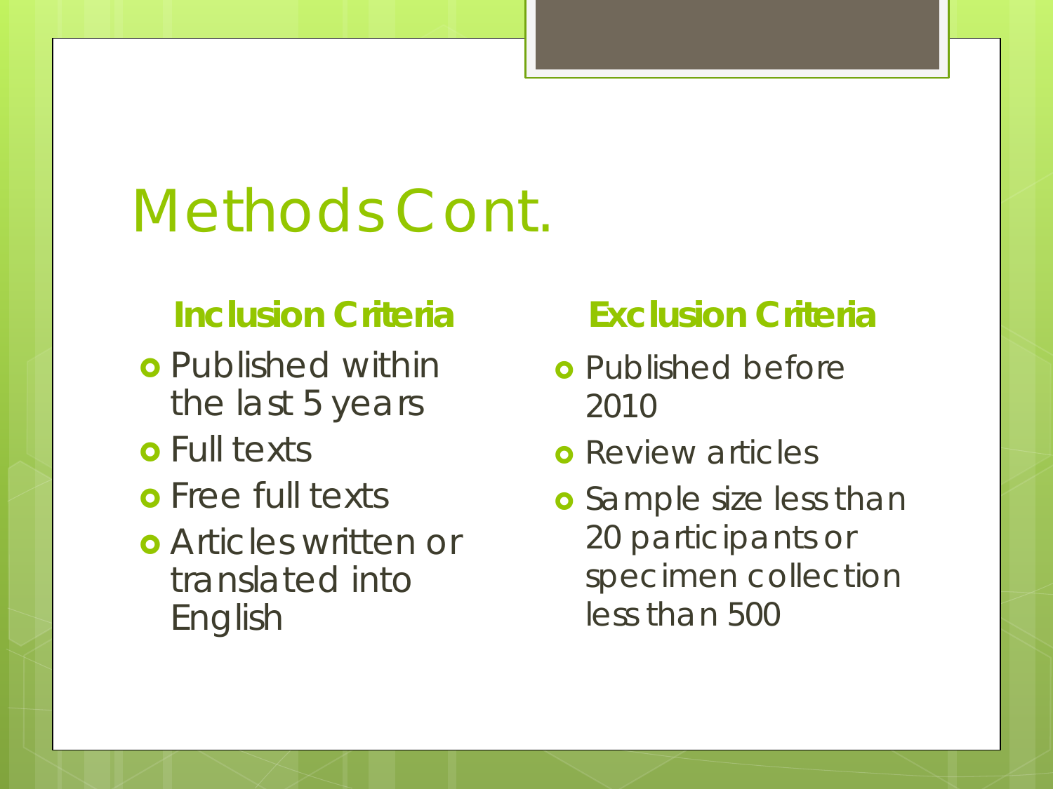# Methods Cont.

### Inclusion Criteria

- Published within the last 5 years
- Full texts
- Free full texts
- Articles written or translated into English

### Exclusion Criteria

- Published before 2010
- Review articles
- Sample size less than 20 participants or specimen collection less than 500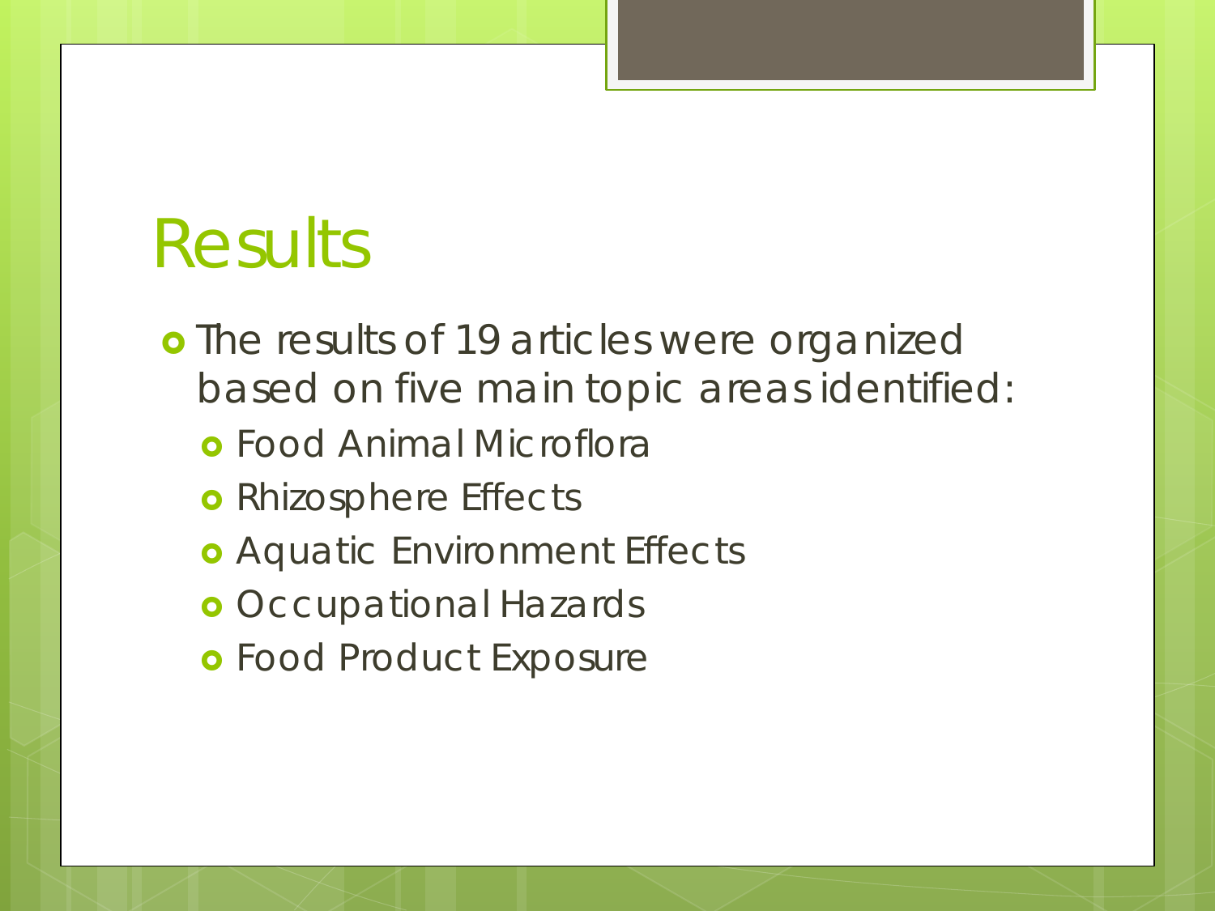# Results

- The results of 19 articles were organized based on five main topic areas identified:
  - Food Animal Microflora
  - Rhizosphere Effects
  - Aquatic Environment Effects
  - Occupational Hazards
  - Food Product Exposure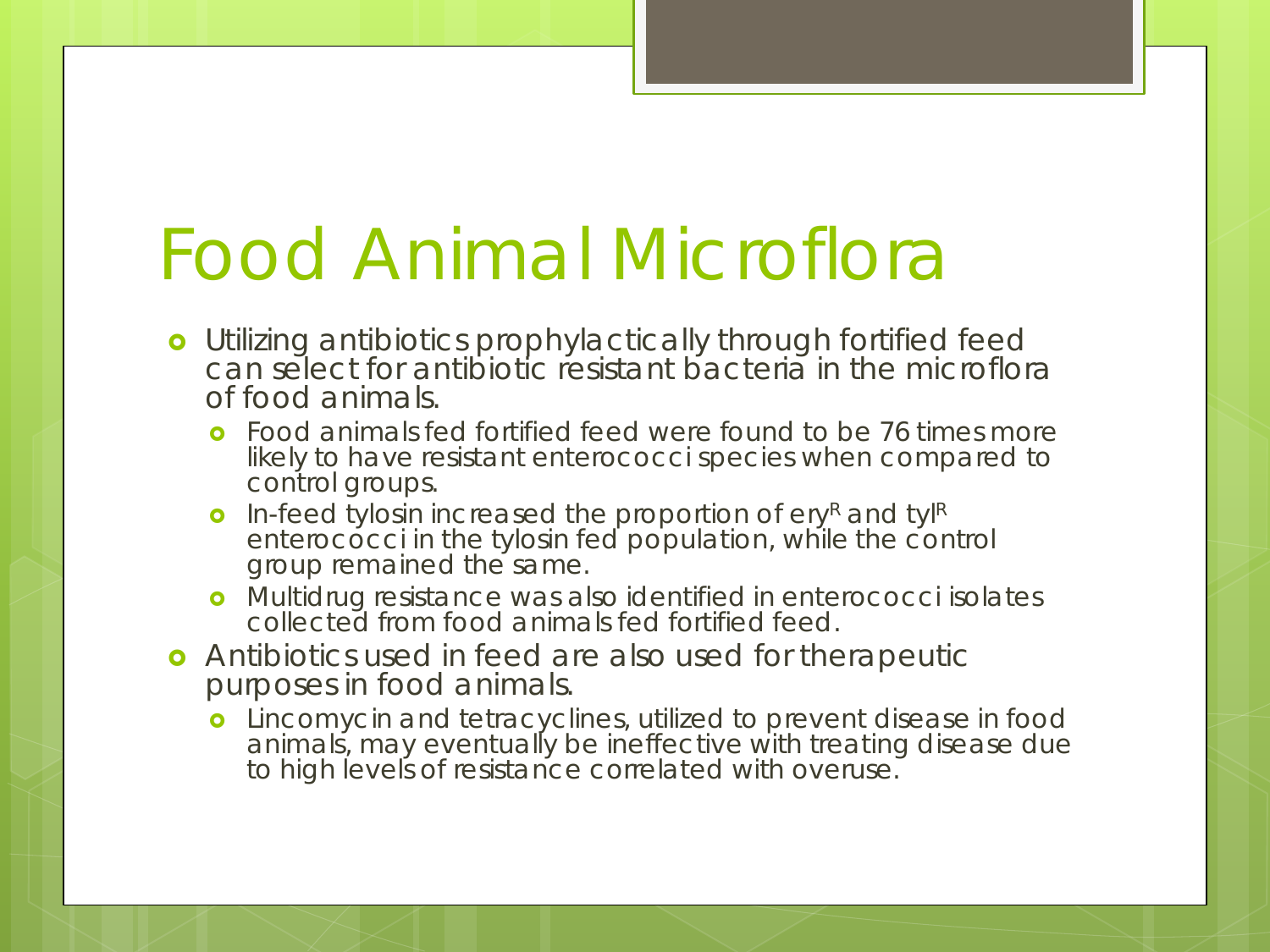# Food Animal Microflora

- Utilizing antibiotics prophylactically through fortified feed can select for antibiotic resistant bacteria in the microflora of food animals.
  - Food animals fed fortified feed were found to be 76 times more likely to have resistant enterococci species when compared to control groups.
  - In-feed tylosin increased the proportion of $ery^R$ and $tyl^R$ enterococci in the tylosin fed population, while the control group remained the same.
  - Multidrug resistance was also identified in enterococci isolates collected from food animals fed fortified feed.
- Antibiotics used in feed are also used for therapeutic purposes in food animals.
  - Lincomycin and tetracyclines, utilized to prevent disease in food animals, may eventually be ineffective with treating disease due to high levels of resistance correlated with overuse.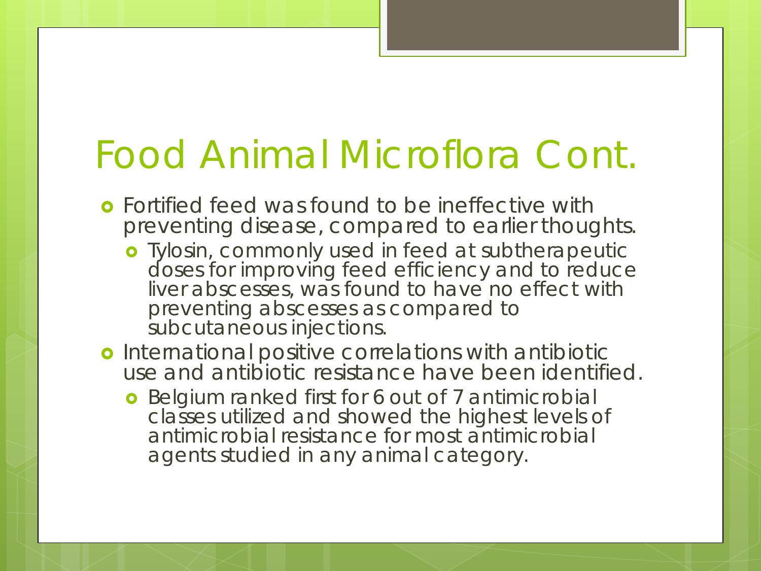# Food Animal Microflora Cont.

- Fortified feed was found to be ineffective with preventing disease, compared to earlier thoughts.
  - Tylosin, commonly used in feed at subtherapeutic doses for improving feed efficiency and to reduce liver abscesses, was found to have no effect with preventing abscesses as compared to subcutaneous injections.
- International positive correlations with antibiotic use and antibiotic resistance have been identified.
  - Belgium ranked first for 6 out of 7 antimicrobial classes utilized and showed the highest levels of antimicrobial resistance for most antimicrobial agents studied in any animal category.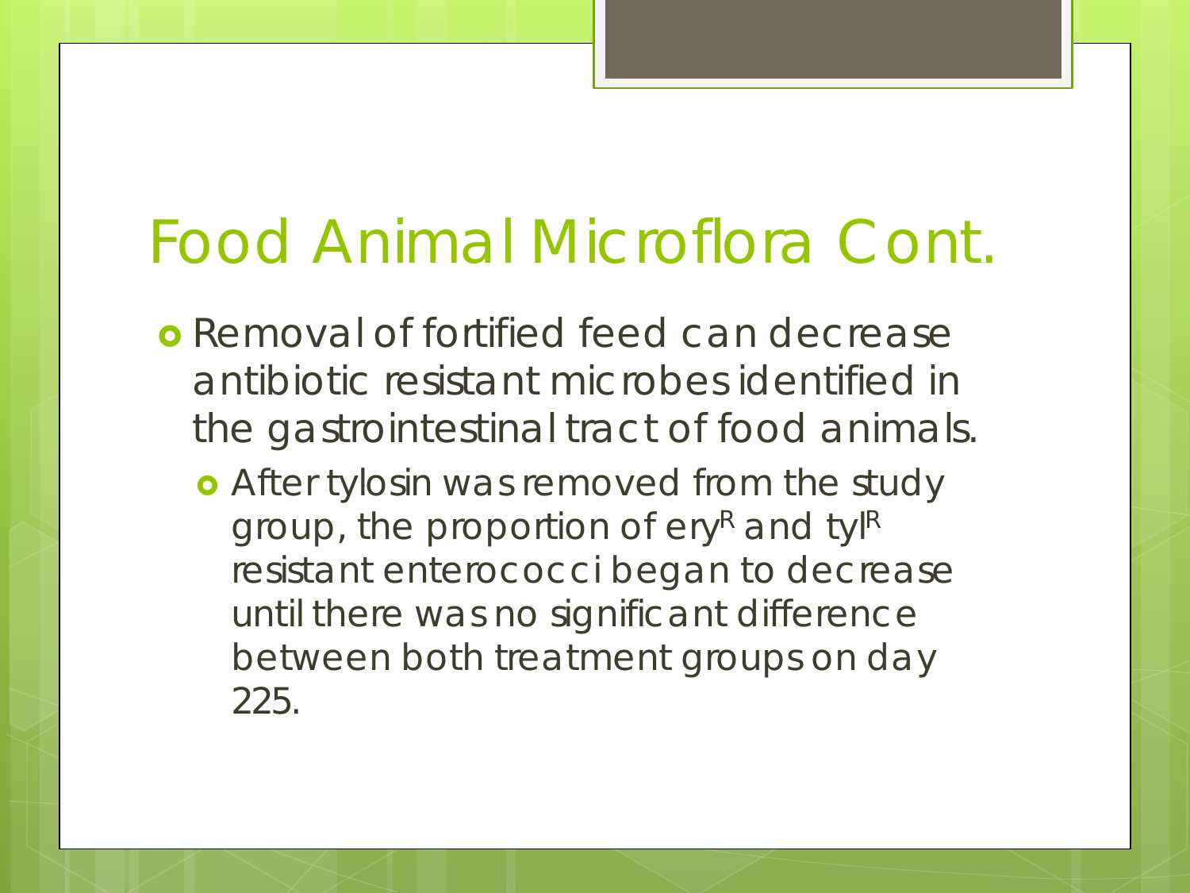# Food Animal Microflora Cont.

- Removal of fortified feed can decrease antibiotic resistant microbes identified in the gastrointestinal tract of food animals.
  - After tylosin was removed from the study group, the proportion of $ery^R$ and $tyl^R$ resistant enterococci began to decrease until there was no significant difference between both treatment groups on day 225.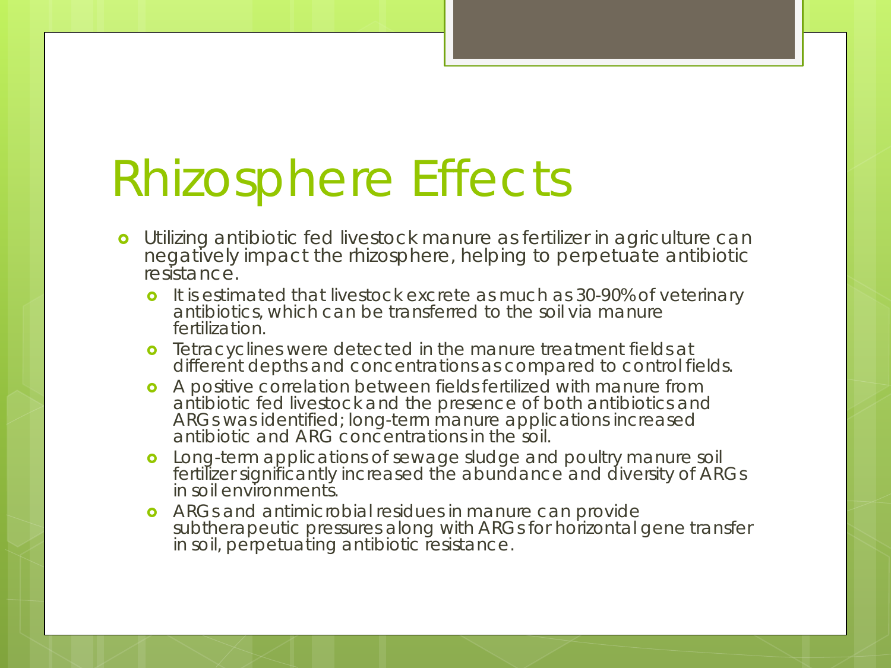# Rhizosphere Effects

- Utilizing antibiotic fed livestock manure as fertilizer in agriculture can negatively impact the rhizosphere, helping to perpetuate antibiotic resistance.
  - It is estimated that livestock excrete as much as 30-90% of veterinary antibiotics, which can be transferred to the soil via manure fertilization.
  - Tetracyclines were detected in the manure treatment fields at different depths and concentrations as compared to control fields.
  - A positive correlation between fields fertilized with manure from antibiotic fed livestock and the presence of both antibiotics and ARGs was identified; long-term manure applications increased antibiotic and ARG concentrations in the soil.
  - Long-term applications of sewage sludge and poultry manure soil fertilizer significantly increased the abundance and diversity of ARGs in soil environments.
  - ARGs and antimicrobial residues in manure can provide subtherapeutic pressures along with ARGs for horizontal gene transfer in soil, perpetuating antibiotic resistance.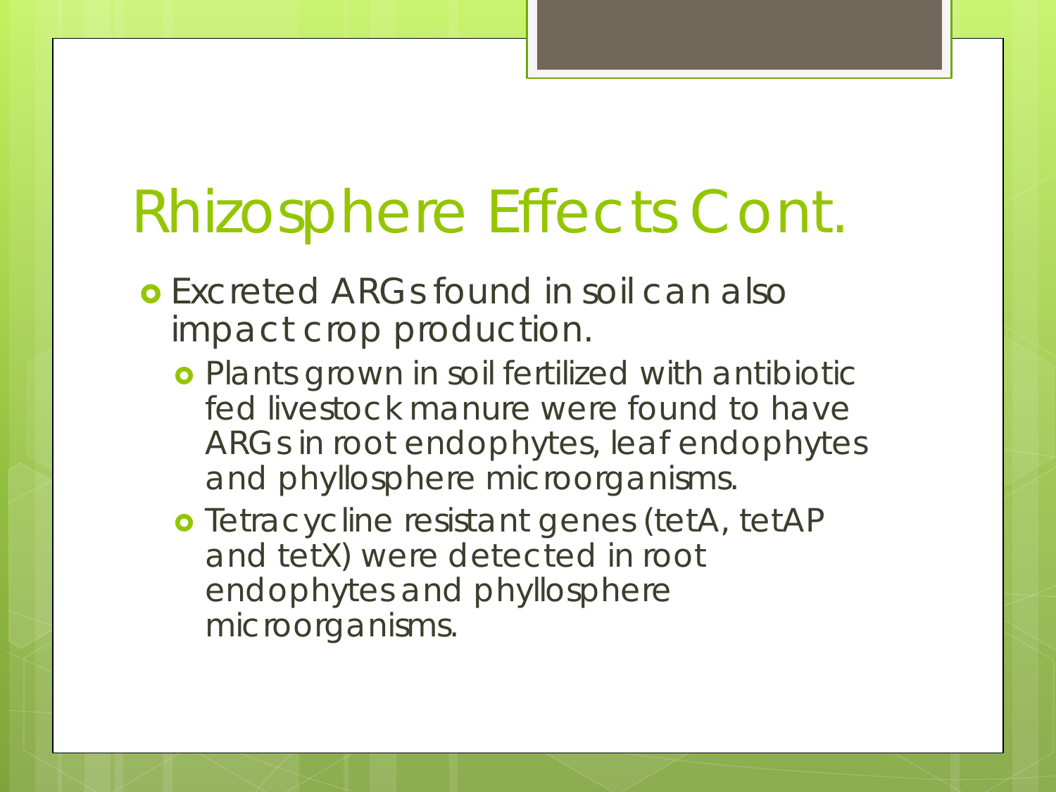# Rhizosphere Effects Cont.

- Excreted ARGs found in soil can also impact crop production.
  - Plants grown in soil fertilized with antibiotic fed livestock manure were found to have ARGs in root endophytes, leaf endophytes and phyllosphere microorganisms.
  - Tetracycline resistant genes (tetA, tetAP and tetX) were detected in root endophytes and phyllosphere microorganisms.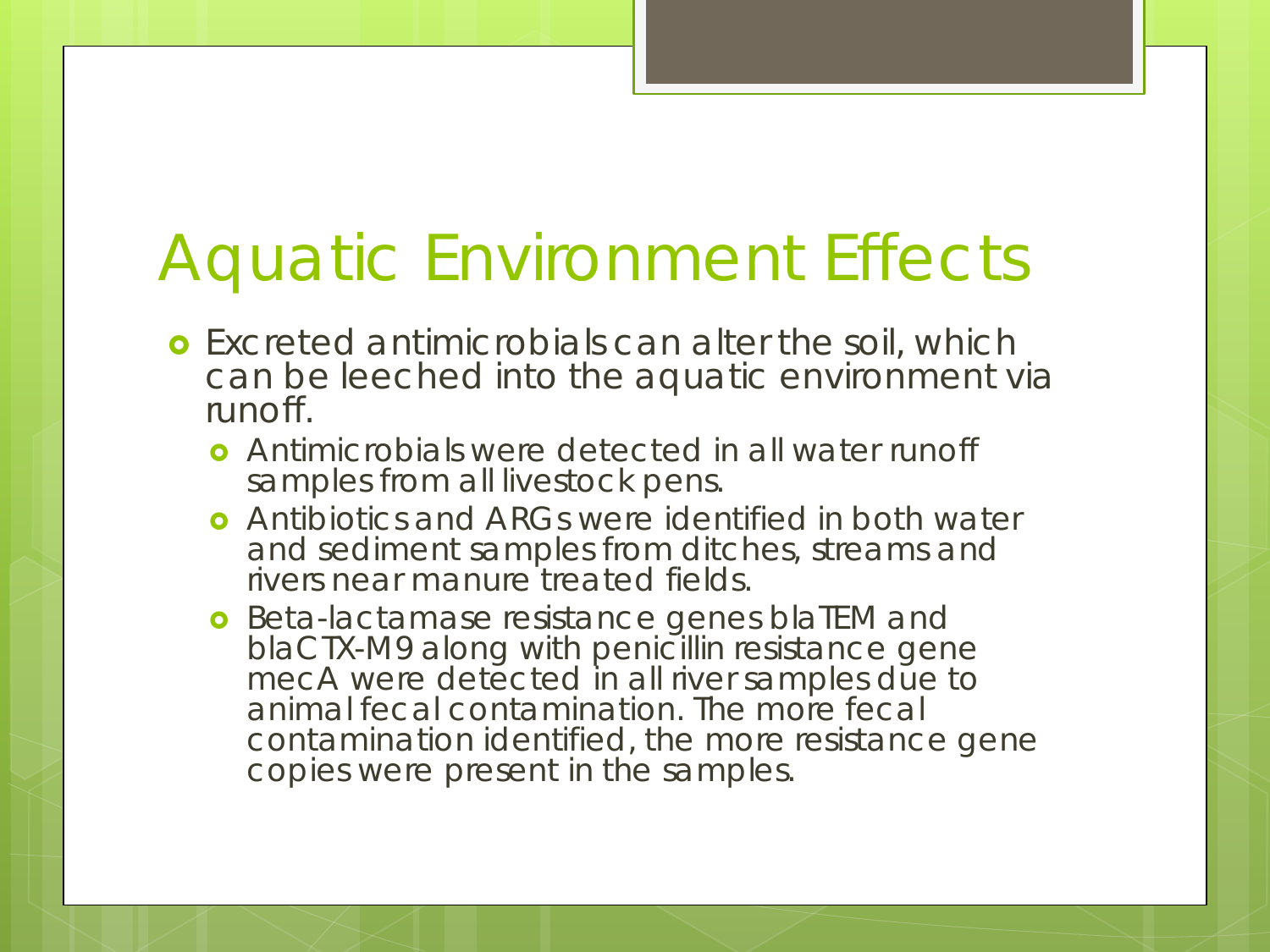# Aquatic Environment Effects

- Excreted antimicrobials can alter the soil, which can be leeched into the aquatic environment via runoff.
  - Antimicrobials were detected in all water runoff samples from all livestock pens.
  - Antibiotics and ARGs were identified in both water and sediment samples from ditches, streams and rivers near manure treated fields.
  - Beta-lactamase resistance genes blaTEM and blaCTX-M9 along with penicillin resistance gene mecA were detected in all river samples due to animal fecal contamination. The more fecal contamination identified, the more resistance gene copies were present in the samples.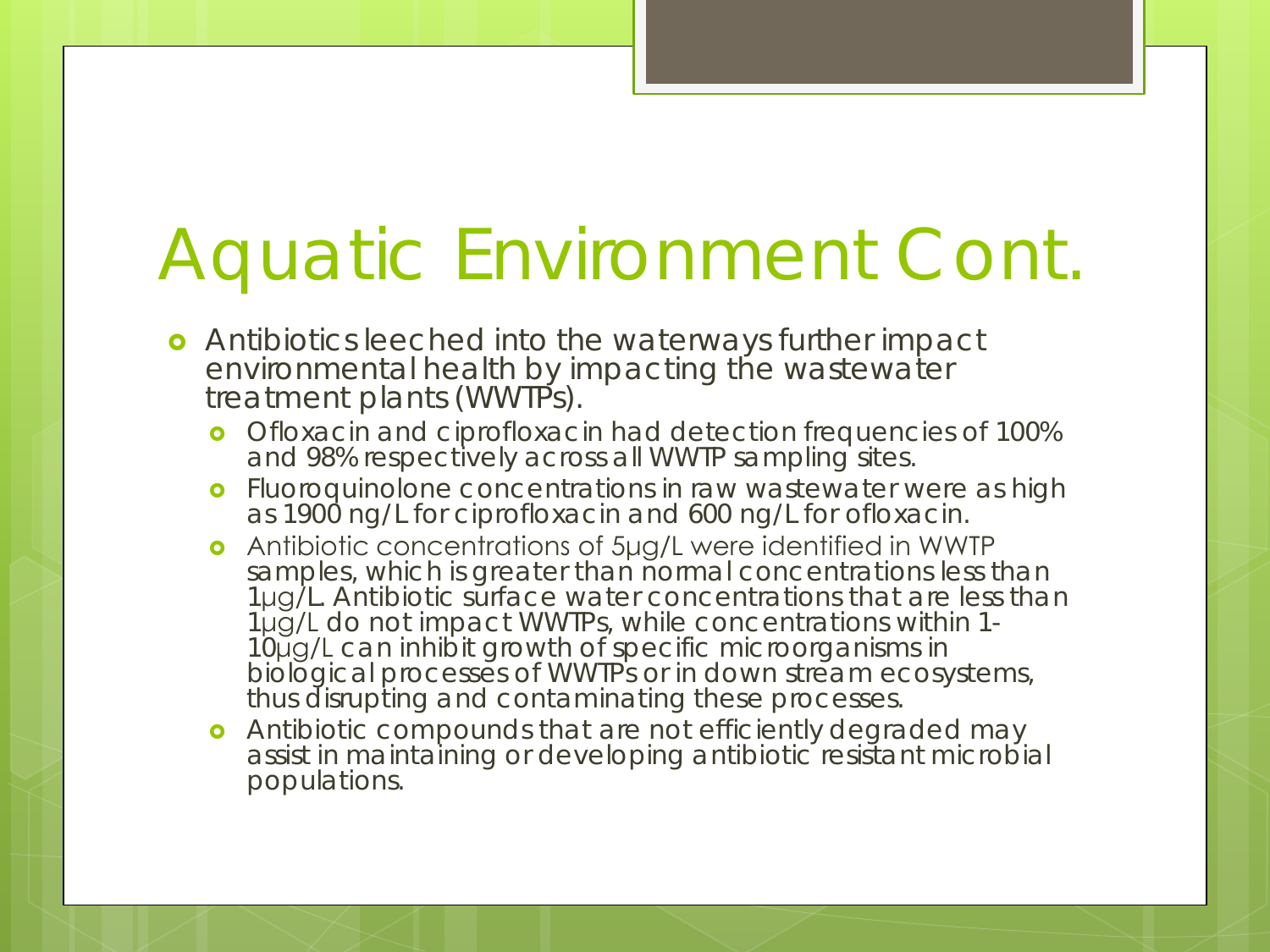# Aquatic Environment Cont.

- Antibiotics leeched into the waterways further impact environmental health by impacting the wastewater treatment plants (WWTPs).
  - Ofloxacin and ciprofloxacin had detection frequencies of 100% and 98% respectively across all WWTP sampling sites.
  - Fluoroquinolone concentrations in raw wastewater were as high as 1900 ng/L for ciprofloxacin and 600 ng/L for ofloxacin.
  - Antibiotic concentrations of 5μg/L were identified in WWTP samples, which is greater than normal concentrations less than 1μg/L. Antibiotic surface water concentrations that are less than 1μg/L do not impact WWTPs, while concentrations within 1-10μg/L can inhibit growth of specific microorganisms in biological processes of WWTPs or in down stream ecosystems, thus disrupting and contaminating these processes.
  - Antibiotic compounds that are not efficiently degraded may assist in maintaining or developing antibiotic resistant microbial populations.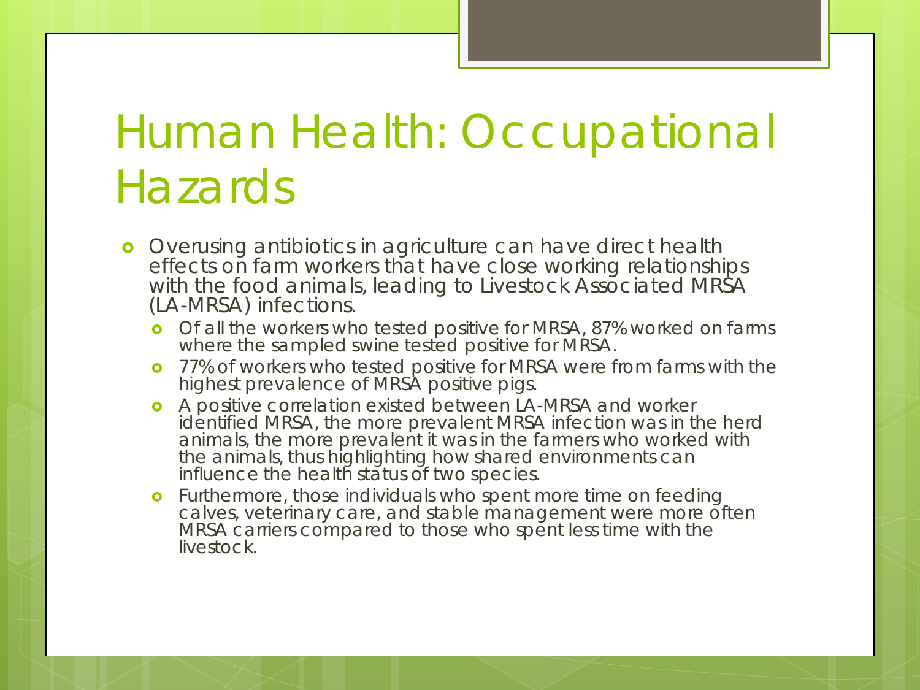# Human Health: Occupational Hazards

- Overusing antibiotics in agriculture can have direct health effects on farm workers that have close working relationships with the food animals, leading to Livestock Associated MRSA (LA-MRSA) infections.
  - Of all the workers who tested positive for MRSA, 87% worked on farms where the sampled swine tested positive for MRSA.
  - 77% of workers who tested positive for MRSA were from farms with the highest prevalence of MRSA positive pigs.
  - A positive correlation existed between LA-MRSA and worker identified MRSA, the more prevalent MRSA infection was in the herd animals, the more prevalent it was in the farmers who worked with the animals, thus highlighting how shared environments can influence the health status of two species.
  - Furthermore, those individuals who spent more time on feeding calves, veterinary care, and stable management were more often MRSA carriers compared to those who spent less time with the livestock.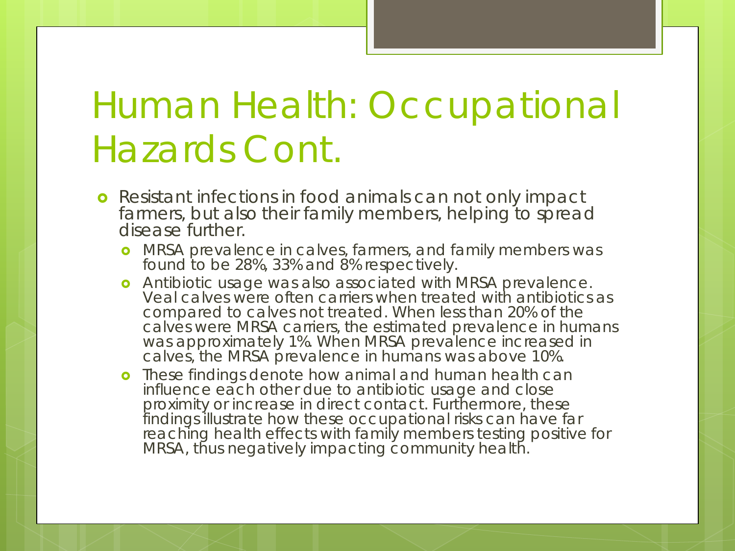# Human Health: Occupational Hazards Cont.

- Resistant infections in food animals can not only impact farmers, but also their family members, helping to spread disease further.
  - MRSA prevalence in calves, farmers, and family members was found to be 28%, 33% and 8% respectively.
  - Antibiotic usage was also associated with MRSA prevalence. Veal calves were often carriers when treated with antibiotics as compared to calves not treated. When less than 20% of the calves were MRSA carriers, the estimated prevalence in humans was approximately 1%. When MRSA prevalence increased in calves, the MRSA prevalence in humans was above 10%.
  - These findings denote how animal and human health can influence each other due to antibiotic usage and close proximity or increase in direct contact. Furthermore, these findings illustrate how these occupational risks can have far reaching health effects with family members testing positive for MRSA, thus negatively impacting community health.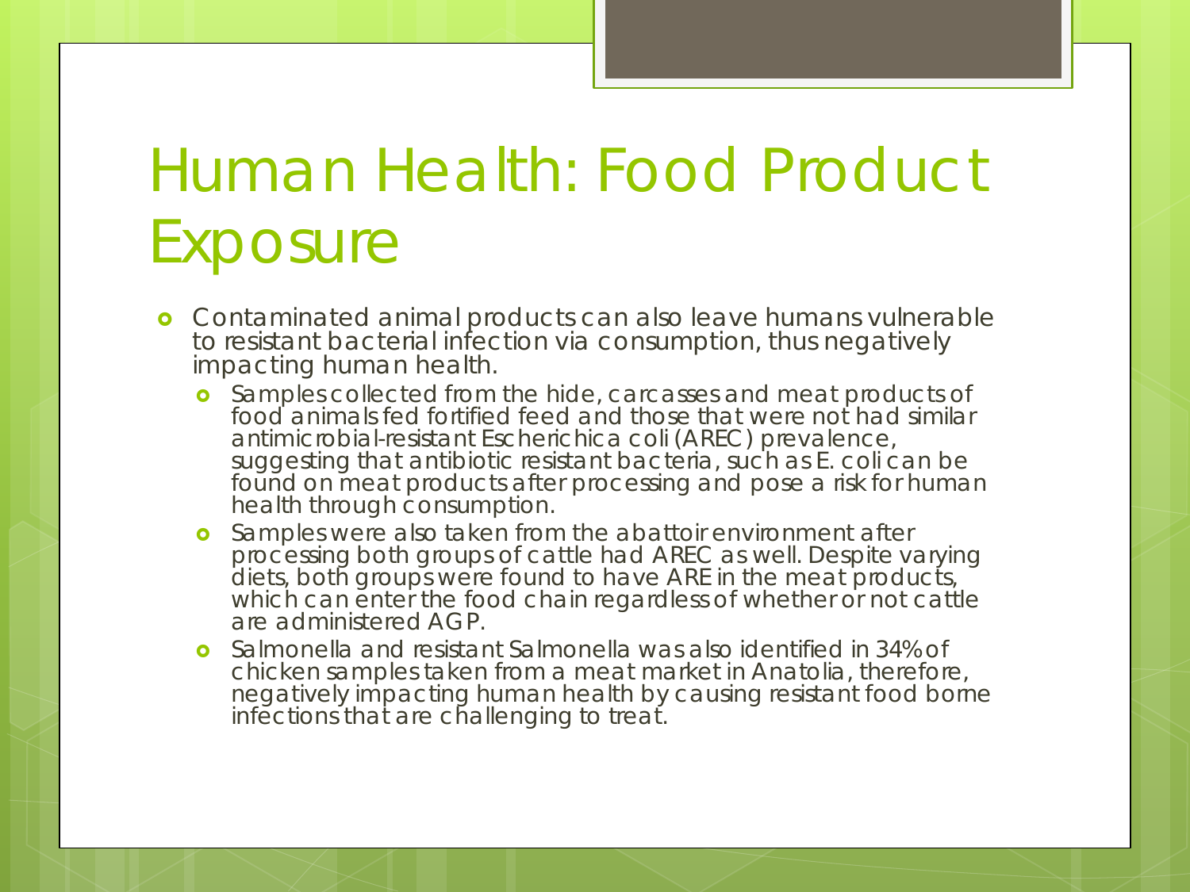# Human Health: Food Product Exposure

- Contaminated animal products can also leave humans vulnerable to resistant bacterial infection via consumption, thus negatively impacting human health.
  - Samples collected from the hide, carcasses and meat products of food animals fed fortified feed and those that were not had similar antimicrobial-resistant Escherichica coli (AREC) prevalence, suggesting that antibiotic resistant bacteria, such as E. coli can be found on meat products after processing and pose a risk for human health through consumption.
  - Samples were also taken from the abattoir environment after processing both groups of cattle had AREC as well. Despite varying diets, both groups were found to have ARE in the meat products, which can enter the food chain regardless of whether or not cattle are administered AGP.
  - Salmonella and resistant Salmonella was also identified in 34% of chicken samples taken from a meat market in Anatolia, therefore, negatively impacting human health by causing resistant food borne infections that are challenging to treat.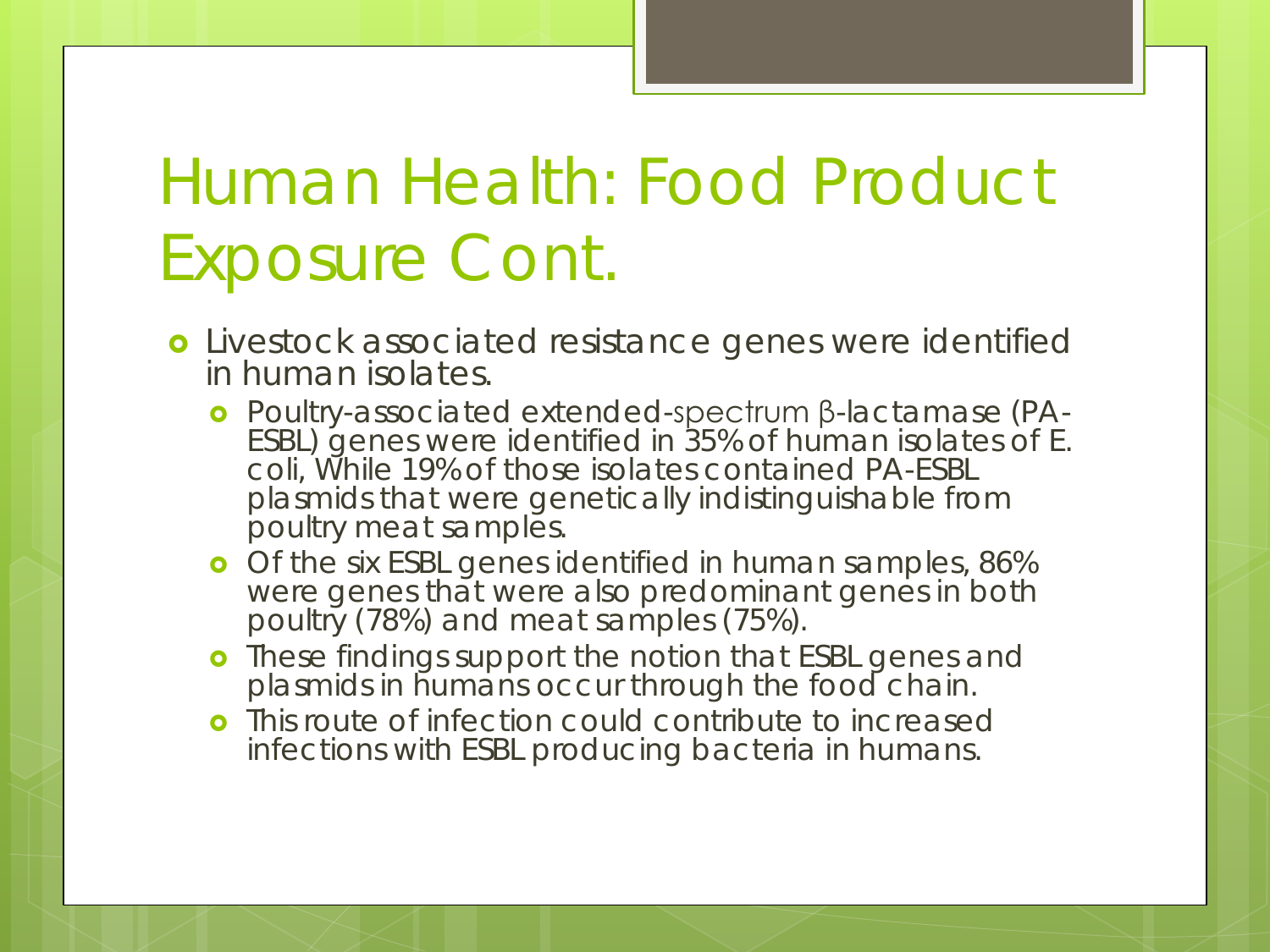# Human Health: Food Product Exposure Cont.

- Livestock associated resistance genes were identified in human isolates.
  - Poultry-associated extended-spectrum β-lactamase (PA-ESBL) genes were identified in 35% of human isolates of E. coli, While 19% of those isolates contained PA-ESBL plasmids that were genetically indistinguishable from poultry meat samples.
  - Of the six ESBL genes identified in human samples, 86% were genes that were also predominant genes in both poultry (78%) and meat samples (75%).
  - These findings support the notion that ESBL genes and plasmids in humans occur through the food chain.
  - This route of infection could contribute to increased infections with ESBL producing bacteria in humans.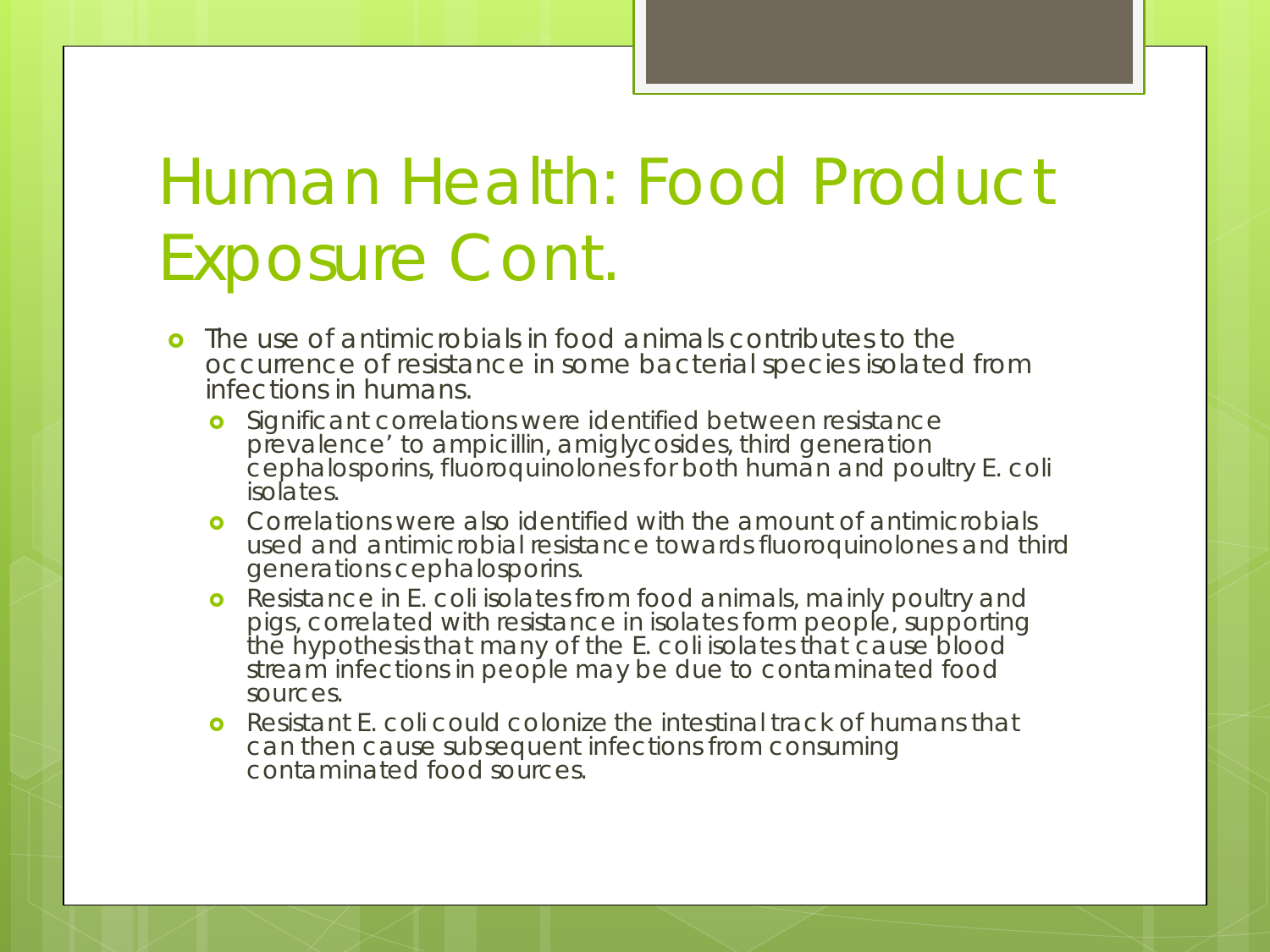# Human Health: Food Product Exposure Cont.

- The use of antimicrobials in food animals contributes to the occurrence of resistance in some bacterial species isolated from infections in humans.
  - Significant correlations were identified between resistance prevalence' to ampicillin, amiglycosides, third generation cephalosporins, fluoroquinolones for both human and poultry E. coli isolates.
  - Correlations were also identified with the amount of antimicrobials used and antimicrobial resistance towards fluoroquinolones and third generations cephalosporins.
  - Resistance in E. coli isolates from food animals, mainly poultry and pigs, correlated with resistance in isolates form people, supporting the hypothesis that many of the E. coli isolates that cause blood stream infections in people may be due to contaminated food sources.
  - Resistant E. coli could colonize the intestinal track of humans that can then cause subsequent infections from consuming contaminated food sources.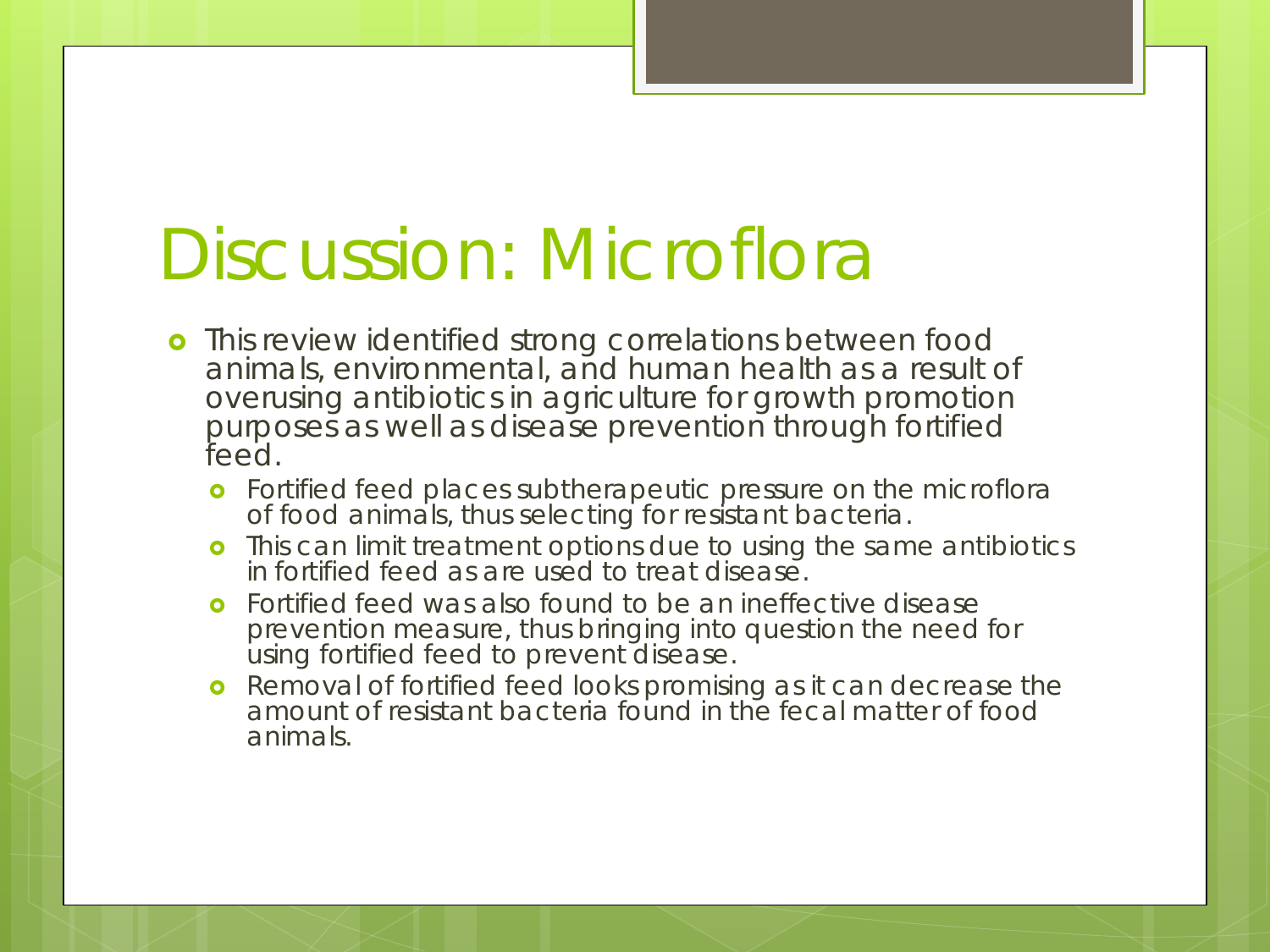# Discussion: Microflora

- This review identified strong correlations between food animals, environmental, and human health as a result of overusing antibiotics in agriculture for growth promotion purposes as well as disease prevention through fortified feed.
  - Fortified feed places subtherapeutic pressure on the microflora of food animals, thus selecting for resistant bacteria.
  - This can limit treatment options due to using the same antibiotics in fortified feed as are used to treat disease.
  - Fortified feed was also found to be an ineffective disease prevention measure, thus bringing into question the need for using fortified feed to prevent disease.
  - Removal of fortified feed looks promising as it can decrease the amount of resistant bacteria found in the fecal matter of food animals.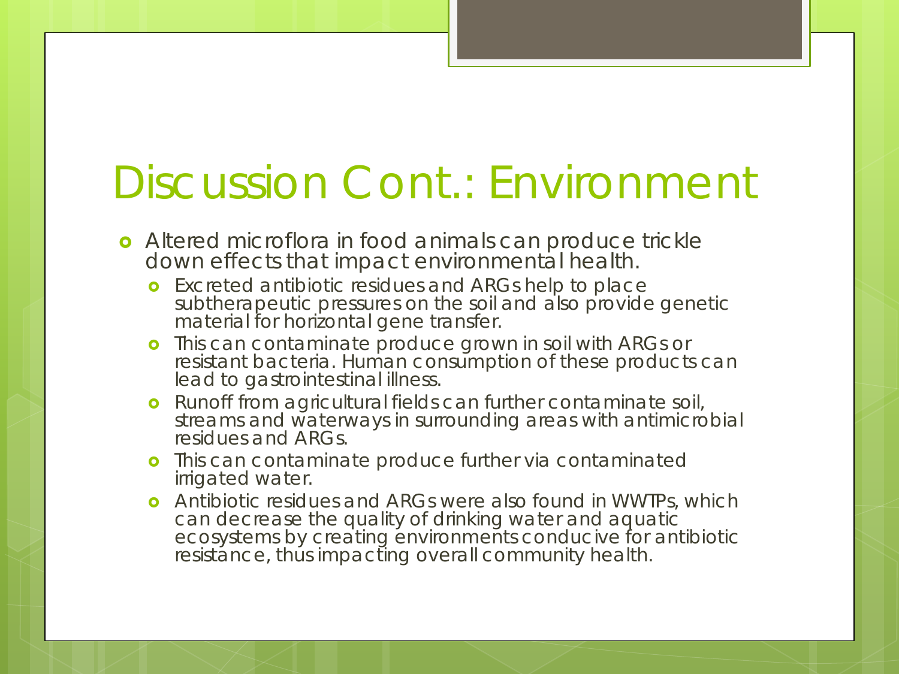# Discussion Cont.: Environment

- Altered microflora in food animals can produce trickle down effects that impact environmental health.
  - Excreted antibiotic residues and ARGs help to place subtherapeutic pressures on the soil and also provide genetic material for horizontal gene transfer.
  - This can contaminate produce grown in soil with ARGs or resistant bacteria. Human consumption of these products can lead to gastrointestinal illness.
  - Runoff from agricultural fields can further contaminate soil, streams and waterways in surrounding areas with antimicrobial residues and ARGs.
  - This can contaminate produce further via contaminated irrigated water.
  - Antibiotic residues and ARGs were also found in WWTPs, which can decrease the quality of drinking water and aquatic ecosystems by creating environments conducive for antibiotic resistance, thus impacting overall community health.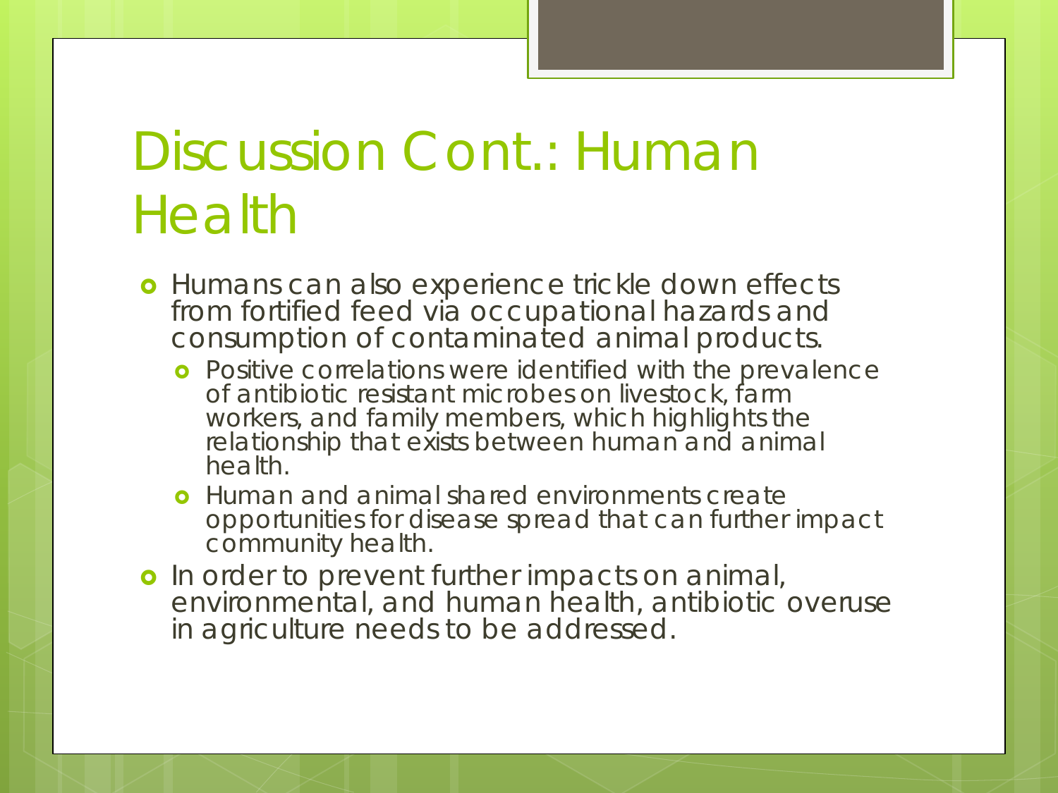# Discussion Cont.: Human Health

- Humans can also experience trickle down effects from fortified feed via occupational hazards and consumption of contaminated animal products.
  - Positive correlations were identified with the prevalence of antibiotic resistant microbes on livestock, farm workers, and family members, which highlights the relationship that exists between human and animal health.
  - Human and animal shared environments create opportunities for disease spread that can further impact community health.
- In order to prevent further impacts on animal, environmental, and human health, antibiotic overuse in agriculture needs to be addressed.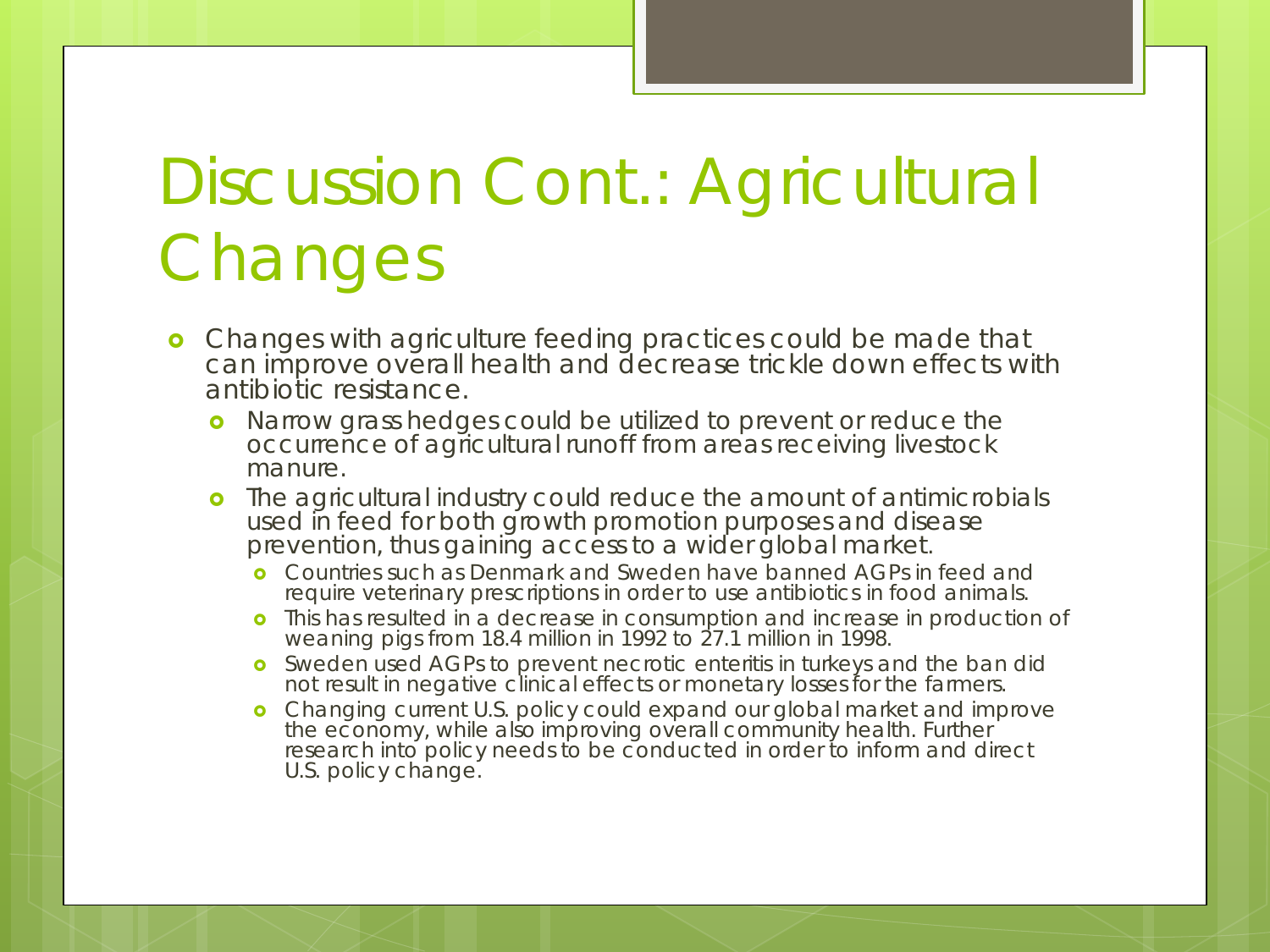# Discussion Cont.: Agricultural Changes

- Changes with agriculture feeding practices could be made that can improve overall health and decrease trickle down effects with antibiotic resistance.
  - Narrow grass hedges could be utilized to prevent or reduce the occurrence of agricultural runoff from areas receiving livestock manure.
  - The agricultural industry could reduce the amount of antimicrobials used in feed for both growth promotion purposes and disease prevention, thus gaining access to a wider global market.
    - Countries such as Denmark and Sweden have banned AGPs in feed and require veterinary prescriptions in order to use antibiotics in food animals.
    - This has resulted in a decrease in consumption and increase in production of weaning pigs from 18.4 million in 1992 to 27.1 million in 1998.
    - Sweden used AGPs to prevent necrotic enteritis in turkeys and the ban did not result in negative clinical effects or monetary losses for the farmers.
    - Changing current U.S. policy could expand our global market and improve the economy, while also improving overall community health. Further research into policy needs to be conducted in order to inform and direct U.S. policy change.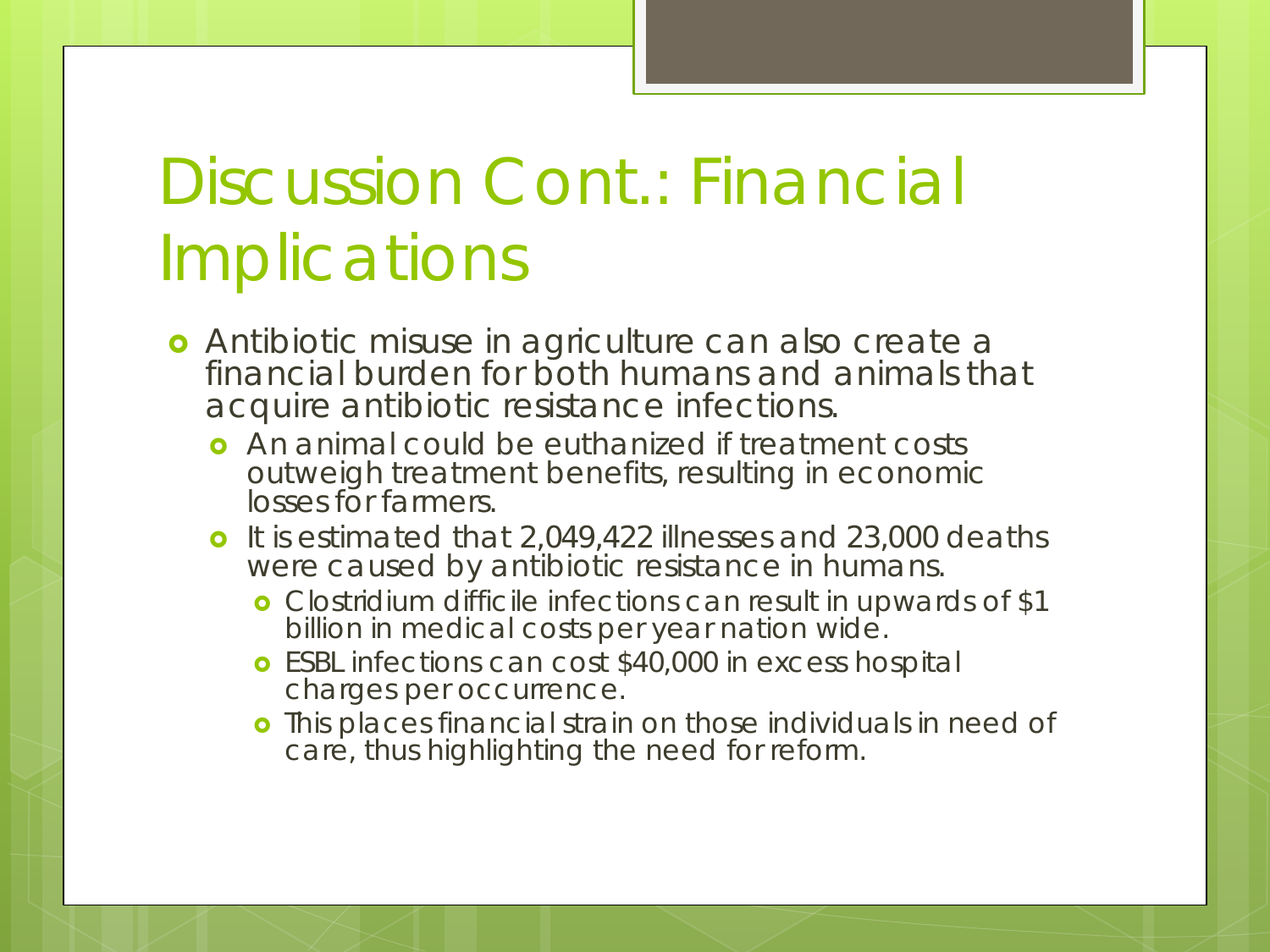# Discussion Cont.: Financial Implications

- Antibiotic misuse in agriculture can also create a financial burden for both humans and animals that acquire antibiotic resistance infections.
  - An animal could be euthanized if treatment costs outweigh treatment benefits, resulting in economic losses for farmers.
  - It is estimated that 2,049,422 illnesses and 23,000 deaths were caused by antibiotic resistance in humans.
    - Clostridium difficile infections can result in upwards of $1 billion in medical costs per year nation wide.
    - ESBL infections can cost $40,000 in excess hospital charges per occurrence.
    - This places financial strain on those individuals in need of care, thus highlighting the need for reform.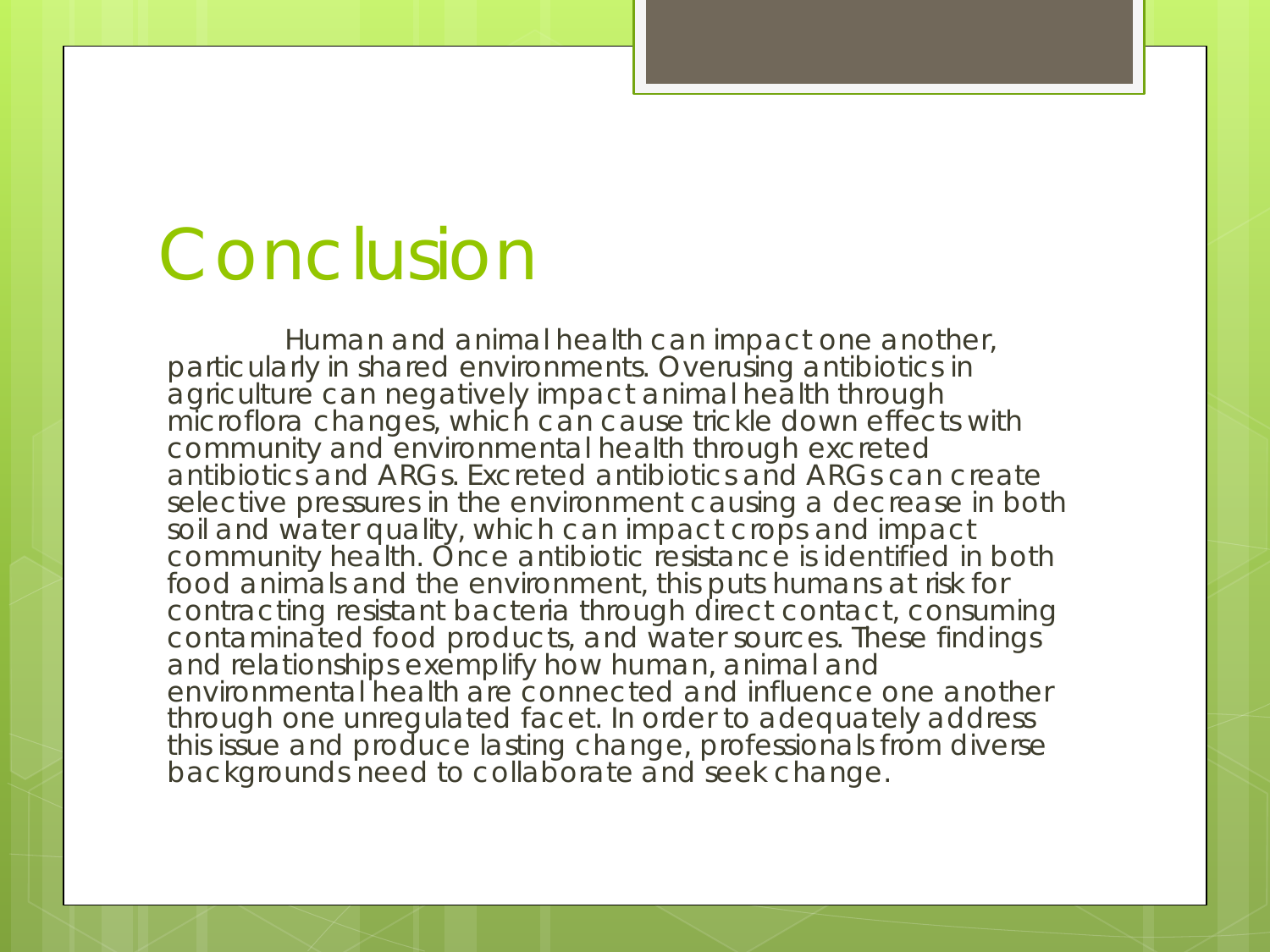# Conclusion

Human and animal health can impact one another, particularly in shared environments. Overusing antibiotics in agriculture can negatively impact animal health through microflora changes, which can cause trickle down effects with community and environmental health through excreted antibiotics and ARGs. Excreted antibiotics and ARGs can create selective pressures in the environment causing a decrease in both soil and water quality, which can impact crops and impact community health. Once antibiotic resistance is identified in both food animals and the environment, this puts humans at risk for contracting resistant bacteria through direct contact, consuming contaminated food products, and water sources. These findings and relationships exemplify how human, animal and environmental health are connected and influence one another through one unregulated facet. In order to adequately address this issue and produce lasting change, professionals from diverse backgrounds need to collaborate and seek change.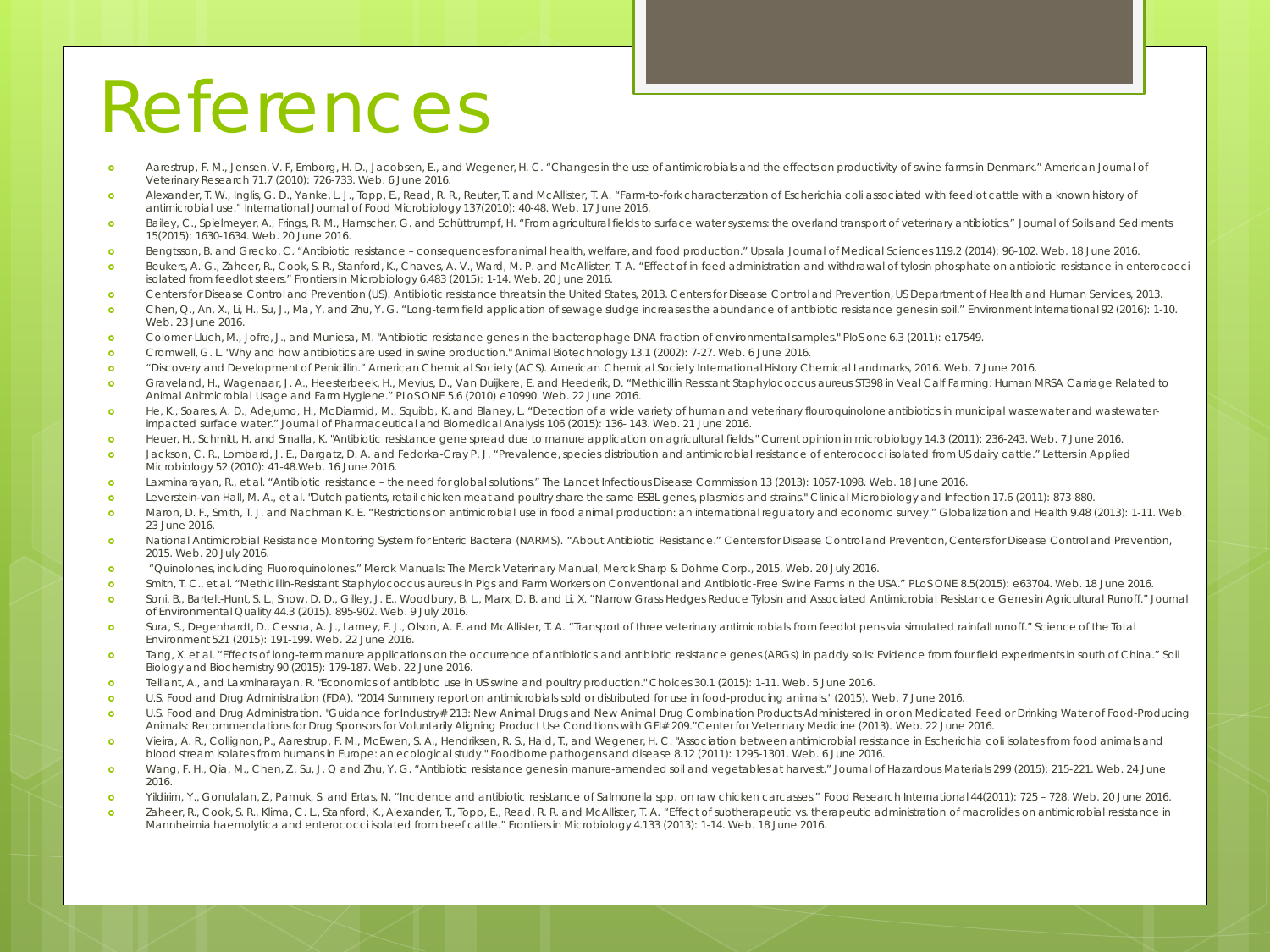# References

- Aarestrup, F. M., Jensen, V. F, Emborg, H. D., Jacobsen, E., and Wegener, H. C. "Changes in the use of antimicrobials and the effects on productivity of swine farms in Denmark." American Journal of Veterinary Research 71.7 (2010): 726-733. Web. 6 June 2016.
- Alexander, T. W., Inglis, G. D., Yanke, L. J., Topp, E., Read, R. R., Reuter, T. and McAllister, T. A. "Farm-to-fork characterization of Escherichia coli associated with feedlot cattle with a known history of antimicrobial use." International Journal of Food Microbiology 137(2010): 40-48. Web. 17 June 2016.
- Bailey, C., Spielmeyer, A., Frings, R. M., Hamscher, G. and Schüttrumpf, H. "From agricultural fields to surface water systems: the overland transport of veterinary antibiotics." Journal of Soils and Sediments 15(2015): 1630-1634. Web. 20 June 2016.
- Bengtsson, B. and Grecko, C. "Antibiotic resistance – consequences for animal health, welfare, and food production." Upsala Journal of Medical Sciences 119.2 (2014): 96-102. Web. 18 June 2016.
- Beukers, A. G., Zaheer, R., Cook, S. R., Stanford, K., Chaves, A. V., Ward, M. P. and McAllister, T. A. "Effect of in-feed administration and withdrawal of tylosin phosphate on antibiotic resistance in enterococci isolated from feedlot steers." Frontiers in Microbiology 6.483 (2015): 1-14. Web. 20 June 2016.
- Centers for Disease Control and Prevention (US). Antibiotic resistance threats in the United States, 2013. Centers for Disease Control and Prevention, US Department of Health and Human Services, 2013.
- Chen, Q., An, X., Li, H., Su, J., Ma, Y. and Zhu, Y. G. "Long-term field application of sewage sludge increases the abundance of antibiotic resistance genes in soil." Environment International 92 (2016): 1-10. Web. 23 June 2016.
- Colomer-Lluch, M., Jofre, J., and Muniesa, M. "Antibiotic resistance genes in the bacteriophage DNA fraction of environmental samples." PloS one 6.3 (2011): e17549.
- Cromwell, G. L. "Why and how antibiotics are used in swine production." Animal Biotechnology 13.1 (2002): 7-27. Web. 6 June 2016.
- "Discovery and Development of Penicillin." American Chemical Society (ACS). American Chemical Society International History Chemical Landmarks, 2016. Web. 7 June 2016.
- Graveland, H., Wagenaar, J. A., Heesterbeek, H., Mevius, D., Van Duijkere, E. and Heederik, D. "Methicillin Resistant Staphylococcus aureus ST398 in Veal Calf Farming: Human MRSA Carriage Related to Animal Anitmicrobial Usage and Farm Hygiene." PLoS ONE 5.6 (2010) e10990. Web. 22 June 2016.
- He, K., Soares, A. D., Adejumo, H., McDiarmid, M., Squibb, K. and Blaney, L. "Detection of a wide variety of human and veterinary flouroquinolone antibiotics in municipal wastewater and wastewater-impacted surface water." Journal of Pharmaceutical and Biomedical Analysis 106 (2015): 136- 143. Web. 21 June 2016.
- Heuer, H., Schmitt, H. and Smalla, K. "Antibiotic resistance gene spread due to manure application on agricultural fields." Current opinion in microbiology 14.3 (2011): 236-243. Web. 7 June 2016.
- Jackson, C. R., Lombard, J. E., Dargatz, D. A. and Fedorka-Cray P. J. "Prevalence, species distribution and antimicrobial resistance of enterococci isolated from US dairy cattle." Letters in Applied Microbiology 52 (2010): 41-48.Web. 16 June 2016.
- Laxminarayan, R., et al. "Antibiotic resistance – the need for global solutions." The Lancet Infectious Disease Commission 13 (2013): 1057-1098. Web. 18 June 2016.
- Leverstein-van Hall, M. A., et al. "Dutch patients, retail chicken meat and poultry share the same ESBL genes, plasmids and strains." Clinical Microbiology and Infection 17.6 (2011): 873-880.
- Maron, D. F., Smith, T. J. and Nachman K. E. "Restrictions on antimicrobial use in food animal production: an international regulatory and economic survey." Globalization and Health 9.48 (2013): 1-11. Web. 23 June 2016.
- National Antimicrobial Resistance Monitoring System for Enteric Bacteria (NARMS). "About Antibiotic Resistance." Centers for Disease Control and Prevention, Centers for Disease Control and Prevention, 2015. Web. 20 July 2016.
- "Quinolones, including Fluoroquinolones." Merck Manuals: The Merck Veterinary Manual, Merck Sharp & Dohme Corp., 2015. Web. 20 July 2016.
- Smith, T. C., et al. "Methicillin-Resistant Staphylococcus aureus in Pigs and Farm Workers on Conventional and Antibiotic-Free Swine Farms in the USA." PLoS ONE 8.5(2015): e63704. Web. 18 June 2016.
- Soni, B., Bartelt-Hunt, S. L., Snow, D. D., Gilley, J. E., Woodbury, B. L., Marx, D. B. and Li, X. "Narrow Grass Hedges Reduce Tylosin and Associated Antimicrobial Resistance Genes in Agricultural Runoff." Journal of Environmental Quality 44.3 (2015). 895-902. Web. 9 July 2016.
- Sura, S., Degenhardt, D., Cessna, A. J., Larney, F. J., Olson, A. F. and McAllister, T. A. "Transport of three veterinary antimicrobials from feedlot pens via simulated rainfall runoff." Science of the Total Environment 521 (2015): 191-199. Web. 22 June 2016.
- Tang, X. et al. "Effects of long-term manure applications on the occurrence of antibiotics and antibiotic resistance genes (ARGs) in paddy soils: Evidence from four field experiments in south of China." Soil Biology and Biochemistry 90 (2015): 179-187. Web. 22 June 2016.
- Teillant, A., and Laxminarayan, R. "Economics of antibiotic use in US swine and poultry production." Choices 30.1 (2015): 1-11. Web. 5 June 2016.
- U.S. Food and Drug Administration (FDA). "2014 Summery report on antimicrobials sold or distributed for use in food-producing animals." (2015). Web. 7 June 2016.
- U.S. Food and Drug Administration. "Guidance for Industry# 213: New Animal Drugs and New Animal Drug Combination Products Administered in or on Medicated Feed or Drinking Water of Food-Producing Animals: Recommendations for Drug Sponsors for Voluntarily Aligning Product Use Conditions with GFI# 209."Center for Veterinary Medicine (2013). Web. 22 June 2016.
- Vieira, A. R., Collignon, P., Aarestrup, F. M., McEwen, S. A., Hendriksen, R. S., Hald, T., and Wegener, H. C. "Association between antimicrobial resistance in Escherichia coli isolates from food animals and blood stream isolates from humans in Europe: an ecological study." Foodborne pathogens and disease 8.12 (2011): 1295-1301. Web. 6 June 2016.
- Wang, F. H., Qia, M., Chen, Z., Su, J. Q and Zhu, Y. G. "Antibiotic resistance genes in manure-amended soil and vegetables at harvest." Journal of Hazardous Materials 299 (2015): 215-221. Web. 24 June 2016.
- Yildirim, Y., Gonulalan, Z., Pamuk, S. and Ertas, N. "Incidence and antibiotic resistance of Salmonella spp. on raw chicken carcasses." Food Research International 44(2011): 725 – 728. Web. 20 June 2016.
- Zaheer, R., Cook, S. R., Klima, C. L., Stanford, K., Alexander, T., Topp, E., Read, R. R. and McAllister, T. A. "Effect of subtherapeutic vs. therapeutic administration of macrolides on antimicrobial resistance in Mannheimia haemolytica and enterococci isolated from beef cattle." Frontiers in Microbiology 4.133 (2013): 1-14. Web. 18 June 2016.